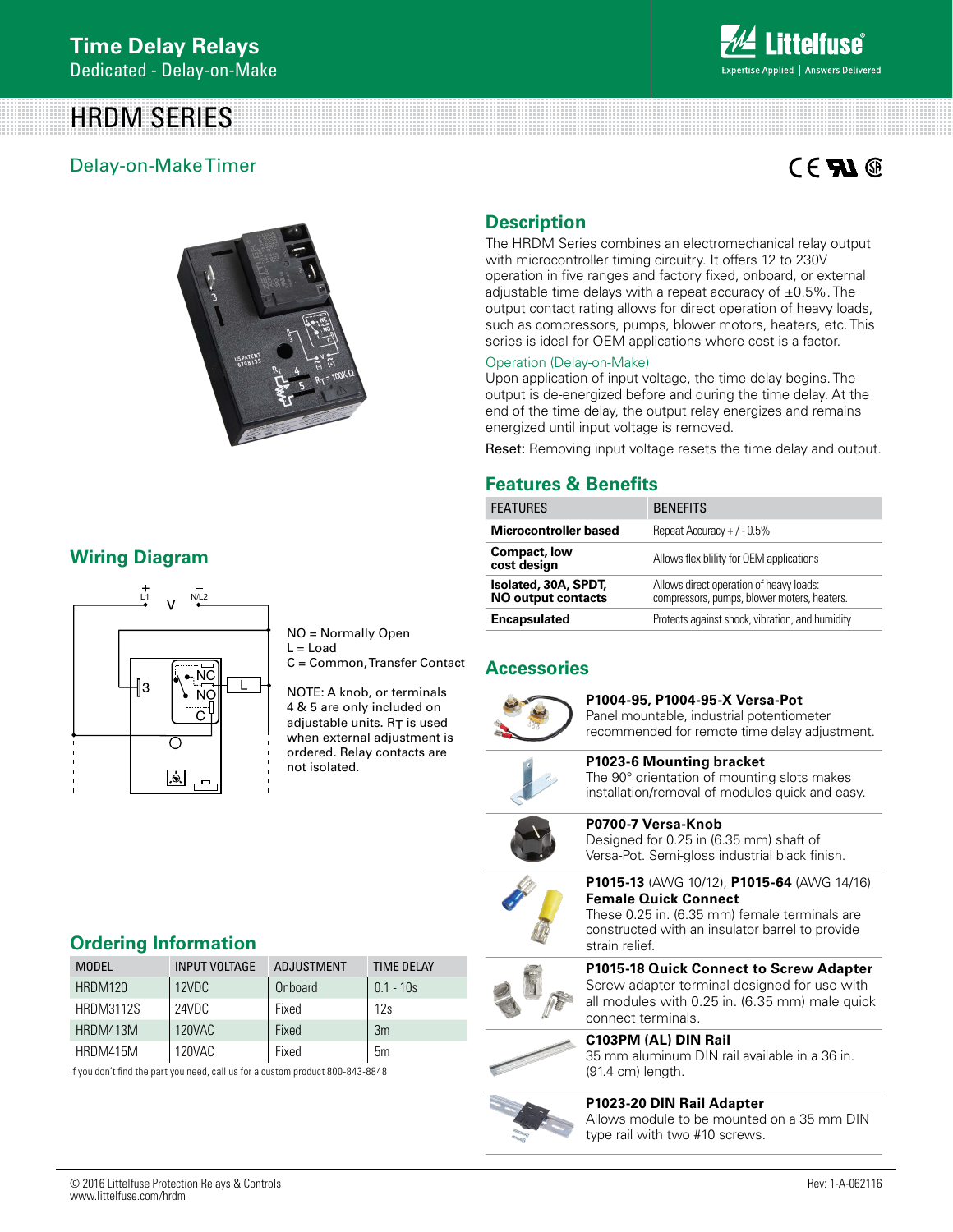# Time Delay Relays

Dedicated - Delay-on-Make

# HRDM SERIES

## Delay-on-Make Timer

## Description

The HRDM Series combines an electromechanical relay output with microcontroller timing circuitry. It offers 12 to 230V operation in five ranges and factory fixed, onboard, or external adjustable time delays with a repeat accuracy of ±0.5%. The output contact rating allows for direct operation of heavy loads, such as compressors, pumps, blower motors, heaters, etc. This series is ideal for OEM applications where cost is a factor.

### Operation (Delay-on-Make)

Upon application of input voltage, the time delay begins. The output is de-energized before and during the time delay. At the end of the time delay, the output relay energizes and remains energized until input voltage is removed.

Reset: Removing input voltage resets the time delay and output.

## Features & Benefits

| FEATURES | BENEFITS |
|---|---|
| **Microcontroller based** | Repeat Accuracy + / - 0.5% |
| **Compact, low cost design** | Allows flexiblity for OEM applications |
| **Isolated, 30A, SPDT, NO output contacts** | Allows direct operation of heavy loads: compressors, pumps, blower motors, heaters. |
| **Encapsulated** | Protects against shock, vibration, and humidity |

## Wiring Diagram

NO = Normally Open
L = Load
C = Common, Transfer Contact

NOTE: A knob, or terminals 4 & 5 are only included on adjustable units. $R_T$ is used when external adjustment is ordered. Relay contacts are not isolated.

## Accessories

**P1004-95, P1004-95-X Versa-Pot**
Panel mountable, industrial potentiometer recommended for remote time delay adjustment.

**P1023-6 Mounting bracket**
The 90° orientation of mounting slots makes installation/removal of modules quick and easy.

**P0700-7 Versa-Knob**
Designed for 0.25 in (6.35 mm) shaft of Versa-Pot. Semi-gloss industrial black finish.

**P1015-13** (AWG 10/12), **P1015-64** (AWG 14/16)
**Female Quick Connect**
These 0.25 in. (6.35 mm) female terminals are constructed with an insulator barrel to provide strain relief.

**P1015-18 Quick Connect to Screw Adapter**
Screw adapter terminal designed for use with all modules with 0.25 in. (6.35 mm) male quick connect terminals.

**C103PM (AL) DIN Rail**
35 mm aluminum DIN rail available in a 36 in. (91.4 cm) length.

**P1023-20 DIN Rail Adapter**
Allows module to be mounted on a 35 mm DIN type rail with two #10 screws.

## Ordering Information

| MODEL | INPUT VOLTAGE | ADJUSTMENT | TIME DELAY |
|---|---|---|---|
| HRDM120 | 12VDC | Onboard | 0.1 - 10s |
| HRDM3112S | 24VDC | Fixed | 12s |
| HRDM413M | 120VAC | Fixed | 3m |
| HRDM415M | 120VAC | Fixed | 5m |

If you don't find the part you need, call us for a custom product 800-843-8848

© 2016 Littelfuse Protection Relays & Controls
www.littelfuse.com/hrdm

Rev: 1-A-062116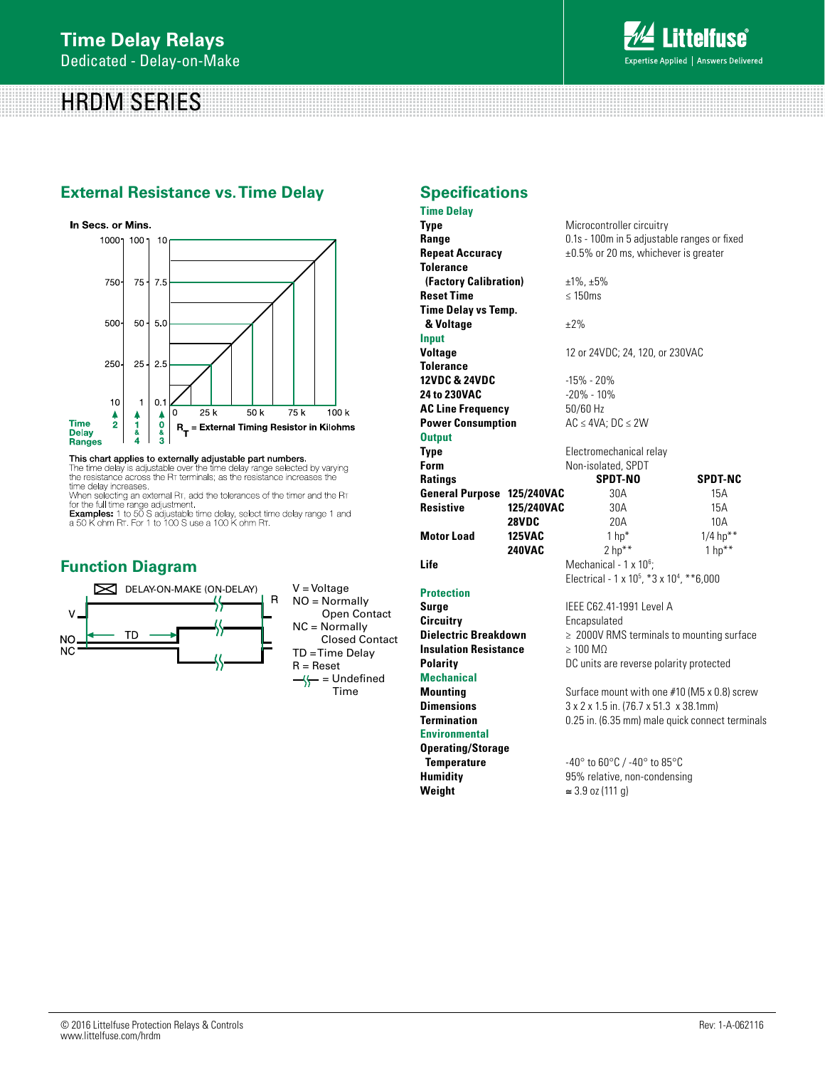# Time Delay Relays

Dedicated - Delay-on-Make

## HRDM SERIES

## External Resistance vs. Time Delay

In Secs. or Mins.

1000 100 10

750 75 7.5

500 50 5.0

250 25 2.5

10 1 0.1

Time Delay Ranges: 2 | 1 & 4 | 0 & 3

0 25 k 50 k 75 k 100 k

$R_T$ = External Timing Resistor in Kilohms

**This chart applies to externally adjustable part numbers.**
The time delay is adjustable over the time delay range selected by varying the resistance across the $R_T$ terminals; as the resistance increases the time delay increases.
When selecting an external $R_T$, add the tolerances of the timer and the $R_T$ for the full time range adjustment.
**Examples:** 1 to 50 S adjustable time delay, select time delay range 1 and a 50 K ohm $R_T$. For 1 to 100 S use a 100 K ohm $R_T$.

## Function Diagram

DELAY-ON-MAKE (ON-DELAY)

V, NO, NC, TD, R

V = Voltage
NO = Normally Open Contact
NC = Normally Closed Contact
TD = Time Delay
R = Reset
= Undefined Time

## Specifications

| | | | |
|---|---|---|---|
| **Time Delay** | | | |
| **Type** | Microcontroller circuitry | | |
| **Range** | 0.1s - 100m in 5 adjustable ranges or fixed | | |
| **Repeat Accuracy** | ±0.5% or 20 ms, whichever is greater | | |
| **Tolerance (Factory Calibration)** | ±1%, ±5% | | |
| **Reset Time** | ≤ 150ms | | |
| **Time Delay vs Temp. & Voltage** | ±2% | | |
| **Input** | | | |
| **Voltage** | 12 or 24VDC; 24, 120, or 230VAC | | |
| **Tolerance** | | | |
| **12VDC & 24VDC** | -15% - 20% | | |
| **24 to 230VAC** | -20% - 10% | | |
| **AC Line Frequency** | 50/60 Hz | | |
| **Power Consumption** | AC ≤ 4VA; DC ≤ 2W | | |
| **Output** | | | |
| **Type** | Electromechanical relay | | |
| **Form** | Non-isolated, SPDT | | |
| **Ratings** | | **SPDT-NO** | **SPDT-NC** |
| **General Purpose** | **125/240VAC** | 30A | 15A |
| **Resistive** | **125/240VAC** | 30A | 15A |
| | **28VDC** | 20A | 10A |
| **Motor Load** | **125VAC** | 1 hp* | 1/4 hp** |
| | **240VAC** | 2 hp** | 1 hp** |
| **Life** | Mechanical - $1 \times 10^6$; Electrical - $1 \times 10^5$, *$3 \times 10^4$, **6,000 | | |
| **Protection** | | | |
| **Surge** | IEEE C62.41-1991 Level A | | |
| **Circuitry** | Encapsulated | | |
| **Dielectric Breakdown** | ≥ 2000V RMS terminals to mounting surface | | |
| **Insulation Resistance** | ≥ 100 MΩ | | |
| **Polarity** | DC units are reverse polarity protected | | |
| **Mechanical** | | | |
| **Mounting** | Surface mount with one #10 (M5 x 0.8) screw | | |
| **Dimensions** | 3 x 2 x 1.5 in. (76.7 x 51.3 x 38.1mm) | | |
| **Termination** | 0.25 in. (6.35 mm) male quick connect terminals | | |
| **Environmental** | | | |
| **Operating/Storage Temperature** | -40° to 60°C / -40° to 85°C | | |
| **Humidity** | 95% relative, non-condensing | | |
| **Weight** | ≅ 3.9 oz (111 g) | | |

© 2016 Littelfuse Protection Relays & Controls
www.littelfuse.com/hrdm

Rev: 1-A-062116